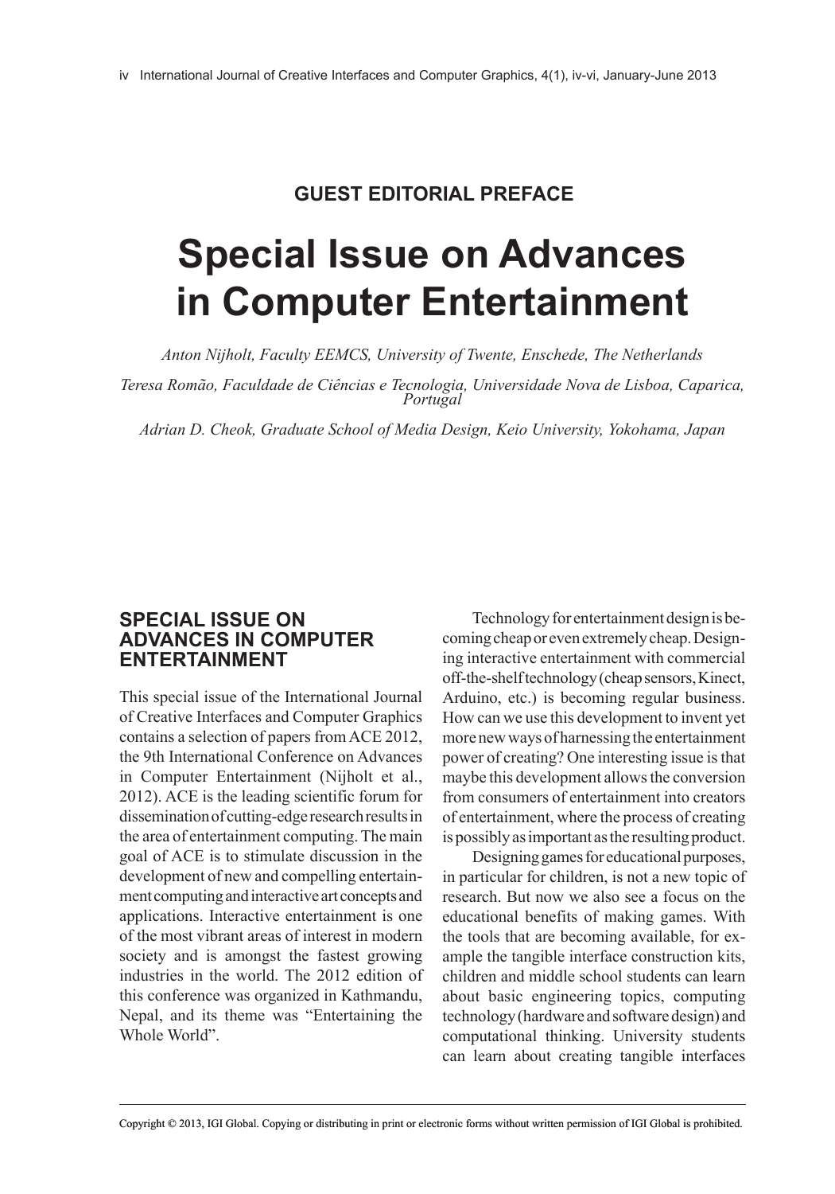**GUEST EDITORIAL PREFACE**

# Special Issue on Advances in Computer Entertainment

*Anton Nijholt, Faculty EEMCS, University of Twente, Enschede, The Netherlands*

*Teresa Romão, Faculdade de Ciências e Tecnologia, Universidade Nova de Lisboa, Caparica, Portugal*

*Adrian D. Cheok, Graduate School of Media Design, Keio University, Yokohama, Japan*

## SPECIAL ISSUE ON ADVANCES IN COMPUTER ENTERTAINMENT

This special issue of the International Journal of Creative Interfaces and Computer Graphics contains a selection of papers from ACE 2012, the 9th International Conference on Advances in Computer Entertainment (Nijholt et al., 2012). ACE is the leading scientific forum for dissemination of cutting-edge research results in the area of entertainment computing. The main goal of ACE is to stimulate discussion in the development of new and compelling entertainment computing and interactive art concepts and applications. Interactive entertainment is one of the most vibrant areas of interest in modern society and is amongst the fastest growing industries in the world. The 2012 edition of this conference was organized in Kathmandu, Nepal, and its theme was "Entertaining the Whole World".

Technology for entertainment design is becoming cheap or even extremely cheap. Designing interactive entertainment with commercial off-the-shelf technology (cheap sensors, Kinect, Arduino, etc.) is becoming regular business. How can we use this development to invent yet more new ways of harnessing the entertainment power of creating? One interesting issue is that maybe this development allows the conversion from consumers of entertainment into creators of entertainment, where the process of creating is possibly as important as the resulting product.

Designing games for educational purposes, in particular for children, is not a new topic of research. But now we also see a focus on the educational benefits of making games. With the tools that are becoming available, for example the tangible interface construction kits, children and middle school students can learn about basic engineering topics, computing technology (hardware and software design) and computational thinking. University students can learn about creating tangible interfaces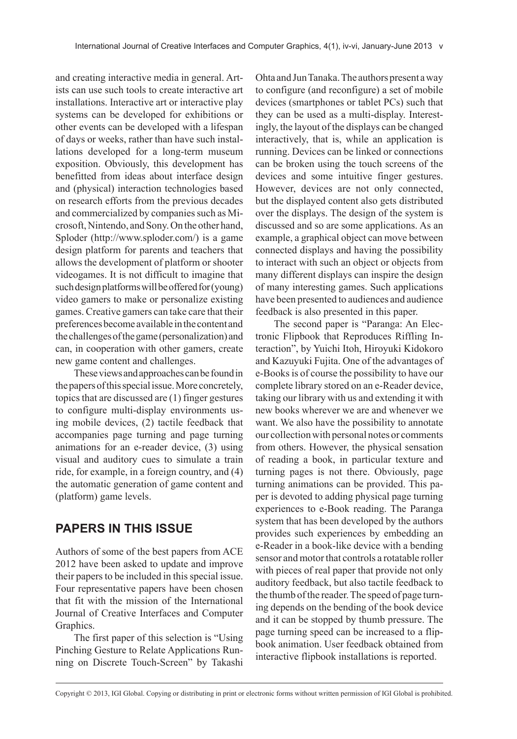and creating interactive media in general. Artists can use such tools to create interactive art installations. Interactive art or interactive play systems can be developed for exhibitions or other events can be developed with a lifespan of days or weeks, rather than have such installations developed for a long-term museum exposition. Obviously, this development has benefitted from ideas about interface design and (physical) interaction technologies based on research efforts from the previous decades and commercialized by companies such as Microsoft, Nintendo, and Sony. On the other hand, Sploder (http://www.sploder.com/) is a game design platform for parents and teachers that allows the development of platform or shooter videogames. It is not difficult to imagine that such design platforms will be offered for (young) video gamers to make or personalize existing games. Creative gamers can take care that their preferences become available in the content and the challenges of the game (personalization) and can, in cooperation with other gamers, create new game content and challenges.

These views and approaches can be found in the papers of this special issue. More concretely, topics that are discussed are (1) finger gestures to configure multi-display environments using mobile devices, (2) tactile feedback that accompanies page turning and page turning animations for an e-reader device, (3) using visual and auditory cues to simulate a train ride, for example, in a foreign country, and (4) the automatic generation of game content and (platform) game levels.

## PAPERS IN THIS ISSUE

Authors of some of the best papers from ACE 2012 have been asked to update and improve their papers to be included in this special issue. Four representative papers have been chosen that fit with the mission of the International Journal of Creative Interfaces and Computer Graphics.

The first paper of this selection is "Using Pinching Gesture to Relate Applications Running on Discrete Touch-Screen" by Takashi Ohta and Jun Tanaka. The authors present a way to configure (and reconfigure) a set of mobile devices (smartphones or tablet PCs) such that they can be used as a multi-display. Interestingly, the layout of the displays can be changed interactively, that is, while an application is running. Devices can be linked or connections can be broken using the touch screens of the devices and some intuitive finger gestures. However, devices are not only connected, but the displayed content also gets distributed over the displays. The design of the system is discussed and so are some applications. As an example, a graphical object can move between connected displays and having the possibility to interact with such an object or objects from many different displays can inspire the design of many interesting games. Such applications have been presented to audiences and audience feedback is also presented in this paper.

The second paper is "Paranga: An Electronic Flipbook that Reproduces Riffling Interaction", by Yuichi Itoh, Hiroyuki Kidokoro and Kazuyuki Fujita. One of the advantages of e-Books is of course the possibility to have our complete library stored on an e-Reader device, taking our library with us and extending it with new books wherever we are and whenever we want. We also have the possibility to annotate our collection with personal notes or comments from others. However, the physical sensation of reading a book, in particular texture and turning pages is not there. Obviously, page turning animations can be provided. This paper is devoted to adding physical page turning experiences to e-Book reading. The Paranga system that has been developed by the authors provides such experiences by embedding an e-Reader in a book-like device with a bending sensor and motor that controls a rotatable roller with pieces of real paper that provide not only auditory feedback, but also tactile feedback to the thumb of the reader. The speed of page turning depends on the bending of the book device and it can be stopped by thumb pressure. The page turning speed can be increased to a flipbook animation. User feedback obtained from interactive flipbook installations is reported.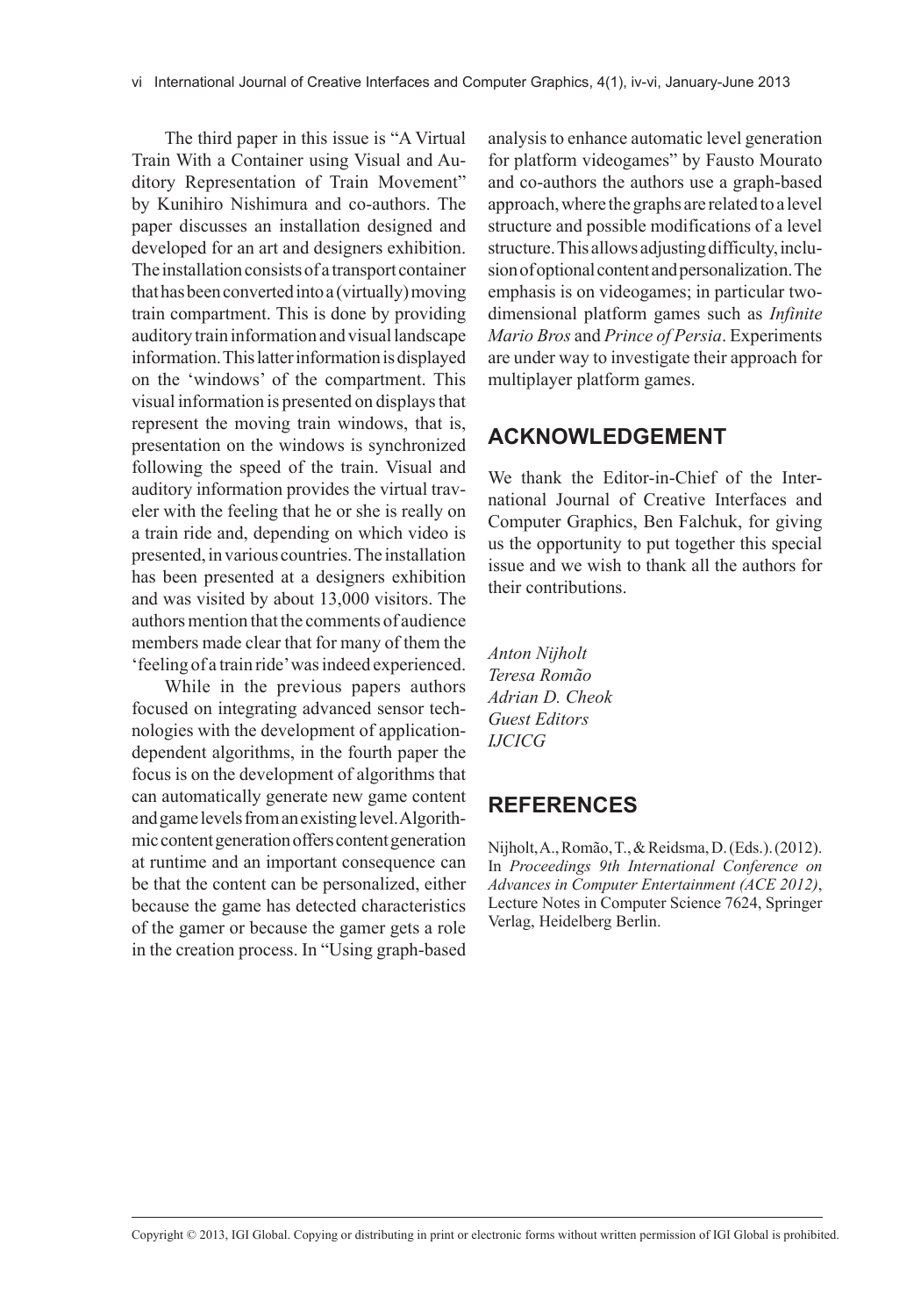The third paper in this issue is “A Virtual Train With a Container using Visual and Auditory Representation of Train Movement” by Kunihiro Nishimura and co-authors. The paper discusses an installation designed and developed for an art and designers exhibition. The installation consists of a transport container that has been converted into a (virtually) moving train compartment. This is done by providing auditory train information and visual landscape information. This latter information is displayed on the ‘windows’ of the compartment. This visual information is presented on displays that represent the moving train windows, that is, presentation on the windows is synchronized following the speed of the train. Visual and auditory information provides the virtual traveler with the feeling that he or she is really on a train ride and, depending on which video is presented, in various countries. The installation has been presented at a designers exhibition and was visited by about 13,000 visitors. The authors mention that the comments of audience members made clear that for many of them the ‘feeling of a train ride’ was indeed experienced.

While in the previous papers authors focused on integrating advanced sensor technologies with the development of application-dependent algorithms, in the fourth paper the focus is on the development of algorithms that can automatically generate new game content and game levels from an existing level. Algorithmic content generation offers content generation at runtime and an important consequence can be that the content can be personalized, either because the game has detected characteristics of the gamer or because the gamer gets a role in the creation process. In “Using graph-based analysis to enhance automatic level generation for platform videogames” by Fausto Mourato and co-authors the authors use a graph-based approach, where the graphs are related to a level structure and possible modifications of a level structure. This allows adjusting difficulty, inclusion of optional content and personalization. The emphasis is on videogames; in particular two-dimensional platform games such as *Infinite Mario Bros* and *Prince of Persia*. Experiments are under way to investigate their approach for multiplayer platform games.

## ACKNOWLEDGEMENT

We thank the Editor-in-Chief of the International Journal of Creative Interfaces and Computer Graphics, Ben Falchuk, for giving us the opportunity to put together this special issue and we wish to thank all the authors for their contributions.

*Anton Nijholt*
*Teresa Romão*
*Adrian D. Cheok*
*Guest Editors*
*IJCICG*

## REFERENCES

Nijholt, A., Romão, T., & Reidsma, D. (Eds.). (2012). In *Proceedings 9th International Conference on Advances in Computer Entertainment (ACE 2012)*, Lecture Notes in Computer Science 7624, Springer Verlag, Heidelberg Berlin.